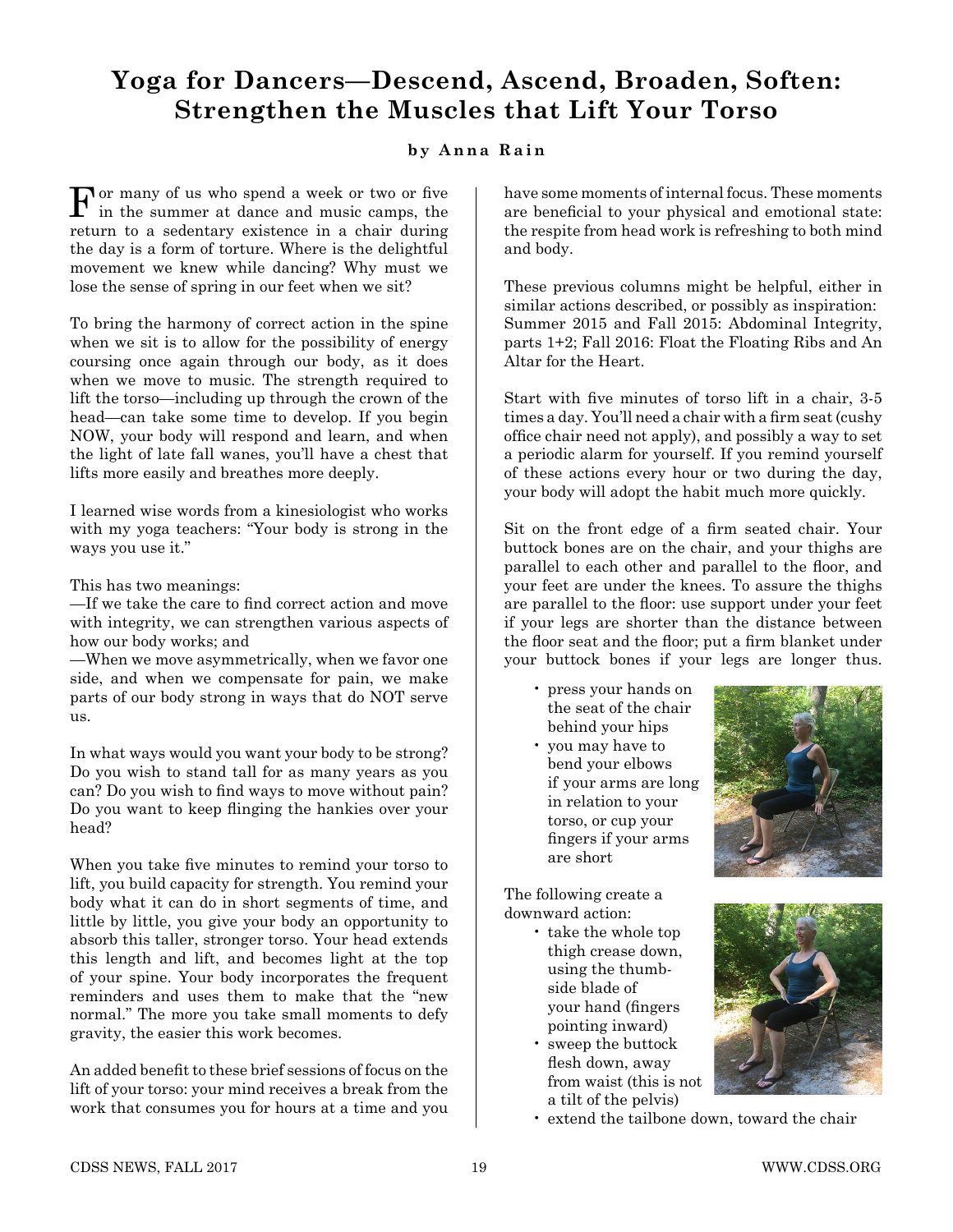# Yoga for Dancers—Descend, Ascend, Broaden, Soften: Strengthen the Muscles that Lift Your Torso

**by Anna Rain**

For many of us who spend a week or two or five in the summer at dance and music camps, the return to a sedentary existence in a chair during the day is a form of torture. Where is the delightful movement we knew while dancing? Why must we lose the sense of spring in our feet when we sit?

To bring the harmony of correct action in the spine when we sit is to allow for the possibility of energy coursing once again through our body, as it does when we move to music. The strength required to lift the torso—including up through the crown of the head—can take some time to develop. If you begin NOW, your body will respond and learn, and when the light of late fall wanes, you'll have a chest that lifts more easily and breathes more deeply.

I learned wise words from a kinesiologist who works with my yoga teachers: "Your body is strong in the ways you use it."

This has two meanings:
—If we take the care to find correct action and move with integrity, we can strengthen various aspects of how our body works; and
—When we move asymmetrically, when we favor one side, and when we compensate for pain, we make parts of our body strong in ways that do NOT serve us.

In what ways would you want your body to be strong? Do you wish to stand tall for as many years as you can? Do you wish to find ways to move without pain? Do you want to keep flinging the hankies over your head?

When you take five minutes to remind your torso to lift, you build capacity for strength. You remind your body what it can do in short segments of time, and little by little, you give your body an opportunity to absorb this taller, stronger torso. Your head extends this length and lift, and becomes light at the top of your spine. Your body incorporates the frequent reminders and uses them to make that the "new normal." The more you take small moments to defy gravity, the easier this work becomes.

An added benefit to these brief sessions of focus on the lift of your torso: your mind receives a break from the work that consumes you for hours at a time and you have some moments of internal focus. These moments are beneficial to your physical and emotional state: the respite from head work is refreshing to both mind and body.

These previous columns might be helpful, either in similar actions described, or possibly as inspiration: Summer 2015 and Fall 2015: Abdominal Integrity, parts 1+2; Fall 2016: Float the Floating Ribs and An Altar for the Heart.

Start with five minutes of torso lift in a chair, 3-5 times a day. You'll need a chair with a firm seat (cushy office chair need not apply), and possibly a way to set a periodic alarm for yourself. If you remind yourself of these actions every hour or two during the day, your body will adopt the habit much more quickly.

Sit on the front edge of a firm seated chair. Your buttock bones are on the chair, and your thighs are parallel to each other and parallel to the floor, and your feet are under the knees. To assure the thighs are parallel to the floor: use support under your feet if your legs are shorter than the distance between the floor seat and the floor; put a firm blanket under your buttock bones if your legs are longer thus.

- press your hands on the seat of the chair behind your hips
- you may have to bend your elbows if your arms are long in relation to your torso, or cup your fingers if your arms are short

The following create a downward action:

- take the whole top thigh crease down, using the thumb-side blade of your hand (fingers pointing inward)
- sweep the buttock flesh down, away from waist (this is not a tilt of the pelvis)
- extend the tailbone down, toward the chair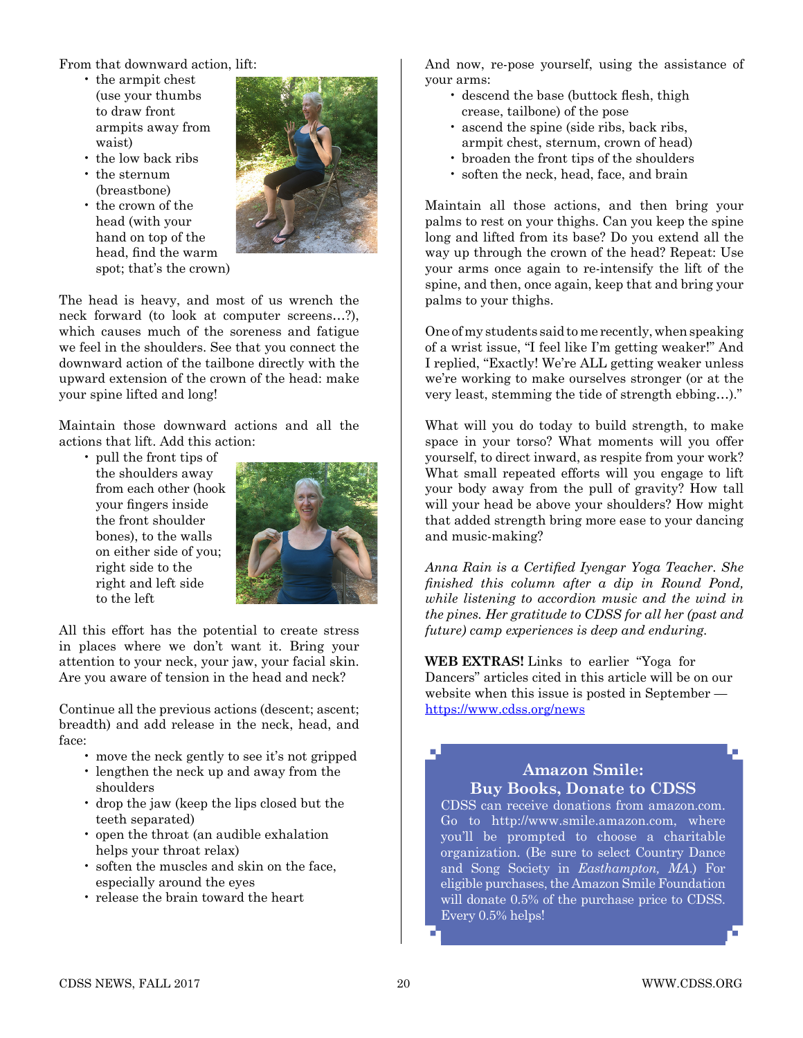From that downward action, lift:

- the armpit chest (use your thumbs to draw front armpits away from waist)
- the low back ribs
- the sternum (breastbone)
- the crown of the head (with your hand on top of the head, find the warm spot; that's the crown)

The head is heavy, and most of us wrench the neck forward (to look at computer screens…?), which causes much of the soreness and fatigue we feel in the shoulders. See that you connect the downward action of the tailbone directly with the upward extension of the crown of the head: make your spine lifted and long!

Maintain those downward actions and all the actions that lift. Add this action:

- pull the front tips of the shoulders away from each other (hook your fingers inside the front shoulder bones), to the walls on either side of you; right side to the right and left side to the left

All this effort has the potential to create stress in places where we don't want it. Bring your attention to your neck, your jaw, your facial skin. Are you aware of tension in the head and neck?

Continue all the previous actions (descent; ascent; breadth) and add release in the neck, head, and face:

- move the neck gently to see it's not gripped
- lengthen the neck up and away from the shoulders
- drop the jaw (keep the lips closed but the teeth separated)
- open the throat (an audible exhalation helps your throat relax)
- soften the muscles and skin on the face, especially around the eyes
- release the brain toward the heart

And now, re-pose yourself, using the assistance of your arms:

- descend the base (buttock flesh, thigh crease, tailbone) of the pose
- ascend the spine (side ribs, back ribs, armpit chest, sternum, crown of head)
- broaden the front tips of the shoulders
- soften the neck, head, face, and brain

Maintain all those actions, and then bring your palms to rest on your thighs. Can you keep the spine long and lifted from its base? Do you extend all the way up through the crown of the head? Repeat: Use your arms once again to re-intensify the lift of the spine, and then, once again, keep that and bring your palms to your thighs.

One of my students said to me recently, when speaking of a wrist issue, "I feel like I'm getting weaker!" And I replied, "Exactly! We're ALL getting weaker unless we're working to make ourselves stronger (or at the very least, stemming the tide of strength ebbing…)."

What will you do today to build strength, to make space in your torso? What moments will you offer yourself, to direct inward, as respite from your work? What small repeated efforts will you engage to lift your body away from the pull of gravity? How tall will your head be above your shoulders? How might that added strength bring more ease to your dancing and music-making?

*Anna Rain is a Certified Iyengar Yoga Teacher. She finished this column after a dip in Round Pond, while listening to accordion music and the wind in the pines. Her gratitude to CDSS for all her (past and future) camp experiences is deep and enduring.*

**WEB EXTRAS!** Links to earlier "Yoga for Dancers" articles cited in this article will be on our website when this issue is posted in September — https://www.cdss.org/news

## Amazon Smile: Buy Books, Donate to CDSS

CDSS can receive donations from amazon.com. Go to http://www.smile.amazon.com, where you'll be prompted to choose a charitable organization. (Be sure to select Country Dance and Song Society in *Easthampton, MA*.) For eligible purchases, the Amazon Smile Foundation will donate 0.5% of the purchase price to CDSS. Every 0.5% helps!